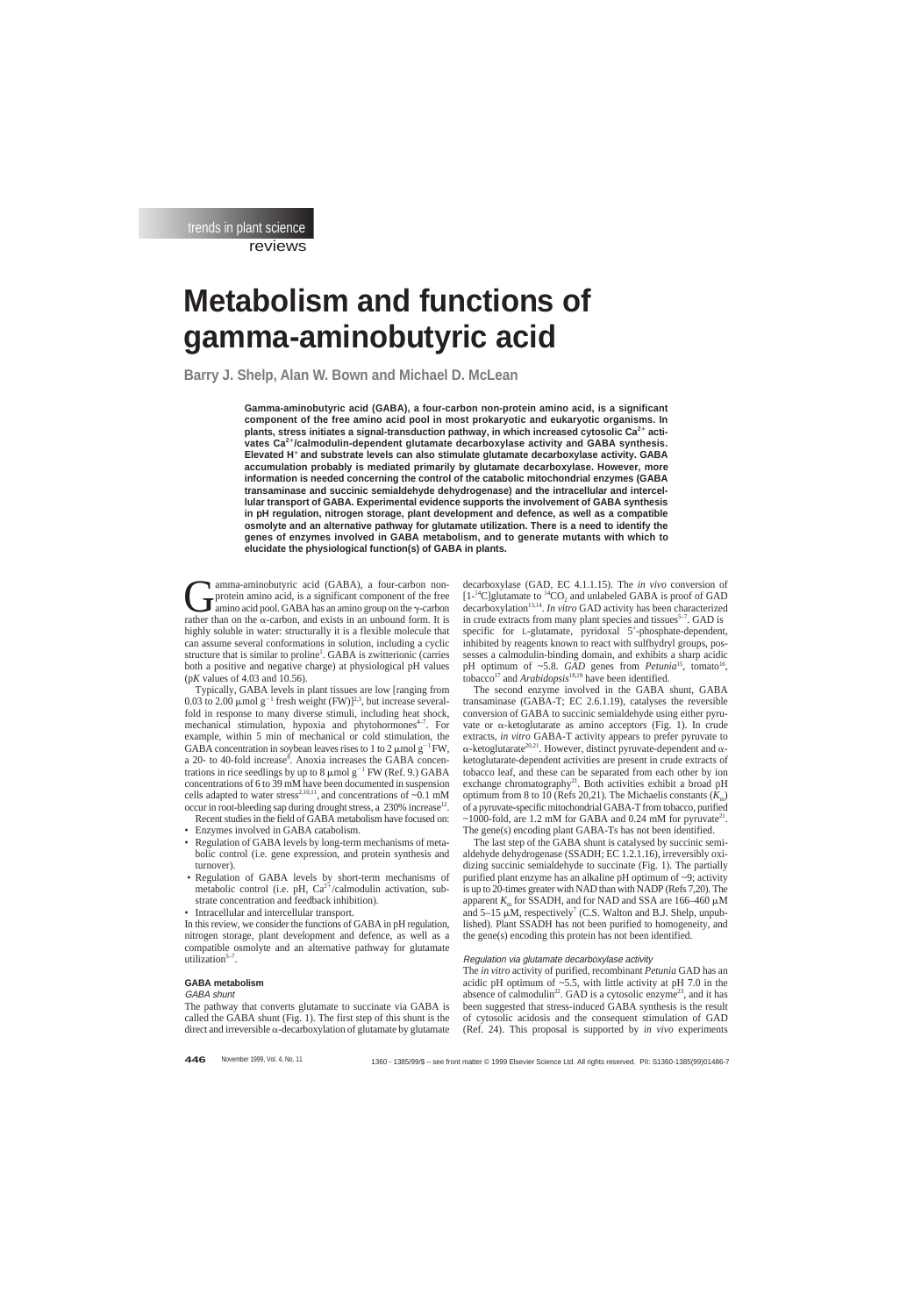# Metabolism and functions of gamma-aminobutyric acid

**Barry J. Shelp, Alan W. Bown and Michael D. McLean**

**Gamma-aminobutyric acid (GABA), a four-carbon non-protein amino acid, is a significant component of the free amino acid pool in most prokaryotic and eukaryotic organisms. In plants, stress initiates a signal-transduction pathway, in which increased cytosolic $Ca^{2+}$ activates $Ca^{2+}$/calmodulin-dependent glutamate decarboxylase activity and GABA synthesis. Elevated $H^+$ and substrate levels can also stimulate glutamate decarboxylase activity. GABA accumulation probably is mediated primarily by glutamate decarboxylase. However, more information is needed concerning the control of the catabolic mitochondrial enzymes (GABA transaminase and succinic semialdehyde dehydrogenase) and the intracellular and intercellular transport of GABA. Experimental evidence supports the involvement of GABA synthesis in pH regulation, nitrogen storage, plant development and defence, as well as a compatible osmolyte and an alternative pathway for glutamate utilization. There is a need to identify the genes of enzymes involved in GABA metabolism, and to generate mutants with which to elucidate the physiological function(s) of GABA in plants.**

Gamma-aminobutyric acid (GABA), a four-carbon non-protein amino acid, is a significant component of the free amino acid pool. GABA has an amino group on the γ-carbon rather than on the α-carbon, and exists in an unbound form. It is highly soluble in water: structurally it is a flexible molecule that can assume several conformations in solution, including a cyclic structure that is similar to proline[1]. GABA is zwitterionic (carries both a positive and negative charge) at physiological pH values (p*K* values of 4.03 and 10.56).

Typically, GABA levels in plant tissues are low [ranging from 0.03 to 2.00 μmol $g^{-1}$ fresh weight (FW)][2,3], but increase several-fold in response to many diverse stimuli, including heat shock, mechanical stimulation, hypoxia and phytohormones[4–7]. For example, within 5 min of mechanical or cold stimulation, the GABA concentration in soybean leaves rises to 1 to 2 μmol $g^{-1}$ FW, a 20- to 40-fold increase[8]. Anoxia increases the GABA concentrations in rice seedlings by up to 8 μmol $g^{-1}$ FW (Ref. 9.) GABA concentrations of 6 to 39 mM have been documented in suspension cells adapted to water stress[2,10,11], and concentrations of ~0.1 mM occur in root-bleeding sap during drought stress, a 230% increase[12].

Recent studies in the field of GABA metabolism have focused on:

- Enzymes involved in GABA catabolism.
- Regulation of GABA levels by long-term mechanisms of metabolic control (i.e. gene expression, and protein synthesis and turnover).
- Regulation of GABA levels by short-term mechanisms of metabolic control (i.e. pH, $Ca^{2+}$/calmodulin activation, substrate concentration and feedback inhibition).
- Intracellular and intercellular transport.

In this review, we consider the functions of GABA in pH regulation, nitrogen storage, plant development and defence, as well as a compatible osmolyte and an alternative pathway for glutamate utilization[5–7].

## GABA metabolism

### *GABA shunt*

The pathway that converts glutamate to succinate via GABA is called the GABA shunt (Fig. 1). The first step of this shunt is the direct and irreversible α-decarboxylation of glutamate by glutamate decarboxylase (GAD, EC 4.1.1.15). The *in vivo* conversion of [1-$^{14}$C]glutamate to $^{14}CO_2$ and unlabeled GABA is proof of GAD decarboxylation[13,14]. *In vitro* GAD activity has been characterized in crude extracts from many plant species and tissues[5–7]. GAD is specific for L-glutamate, pyridoxal 5′-phosphate-dependent, inhibited by reagents known to react with sulfhydryl groups, possesses a calmodulin-binding domain, and exhibits a sharp acidic pH optimum of ~5.8. *GAD* genes from *Petunia*[15], tomato[16], tobacco[17] and *Arabidopsis*[18,19] have been identified.

The second enzyme involved in the GABA shunt, GABA transaminase (GABA-T; EC 2.6.1.19), catalyses the reversible conversion of GABA to succinic semialdehyde using either pyruvate or α-ketoglutarate as amino acceptors (Fig. 1). In crude extracts, *in vitro* GABA-T activity appears to prefer pyruvate to α-ketoglutarate[20,21]. However, distinct pyruvate-dependent and α-ketoglutarate-dependent activities are present in crude extracts of tobacco leaf, and these can be separated from each other by ion exchange chromatography[21]. Both activities exhibit a broad pH optimum from 8 to 10 (Refs 20,21). The Michaelis constants ($K_m$) of a pyruvate-specific mitochondrial GABA-T from tobacco, purified ~1000-fold, are 1.2 mM for GABA and 0.24 mM for pyruvate[21]. The gene(s) encoding plant GABA-Ts has not been identified.

The last step of the GABA shunt is catalysed by succinic semialdehyde dehydrogenase (SSADH; EC 1.2.1.16), irreversibly oxidizing succinic semialdehyde to succinate (Fig. 1). The partially purified plant enzyme has an alkaline pH optimum of ~9; activity is up to 20-times greater with NAD than with NADP (Refs 7,20). The apparent $K_m$ for SSADH, and for NAD and SSA are 166–460 μM and 5–15 μM, respectively[7] (C.S. Walton and B.J. Shelp, unpublished). Plant SSADH has not been purified to homogeneity, and the gene(s) encoding this protein has not been identified.

### *Regulation via glutamate decarboxylase activity*

The *in vitro* activity of purified, recombinant *Petunia* GAD has an acidic pH optimum of ~5.5, with little activity at pH 7.0 in the absence of calmodulin[22]. GAD is a cytosolic enzyme[23], and it has been suggested that stress-induced GABA synthesis is the result of cytosolic acidosis and the consequent stimulation of GAD (Ref. 24). This proposal is supported by *in vivo* experiments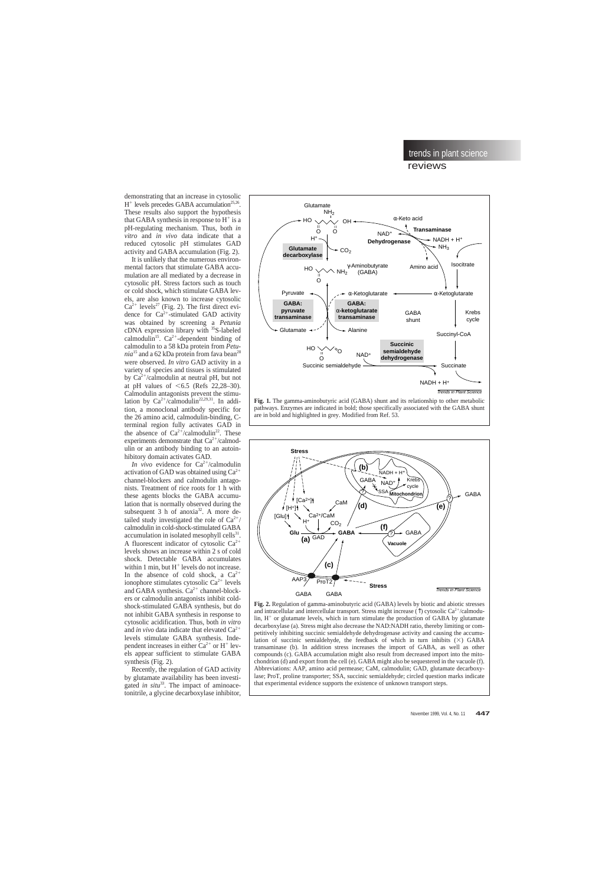demonstrating that an increase in cytosolic $H^+$ levels precedes GABA accumulation[25,26]. These results also support the hypothesis that GABA synthesis in response to $H^+$ is a pH-regulating mechanism. Thus, both *in vitro* and *in vivo* data indicate that a reduced cytosolic pH stimulates GAD activity and GABA accumulation (Fig. 2).

It is unlikely that the numerous environmental factors that stimulate GABA accumulation are all mediated by a decrease in cytosolic pH. Stress factors such as touch or cold shock, which stimulate GABA levels, are also known to increase cytosolic $Ca^{2+}$ levels[27] (Fig. 2). The first direct evidence for $Ca^{2+}$-stimulated GAD activity was obtained by screening a *Petunia* cDNA expression library with $^{35}S$-labeled calmodulin[15]. $Ca^{2+}$-dependent binding of calmodulin to a 58 kDa protein from *Petunia*[15] and a 62 kDa protein from fava bean[28] were observed. *In vitro* GAD activity in a variety of species and tissues is stimulated by $Ca^{2+}$/calmodulin at neutral pH, but not at pH values of $<6.5$ (Refs 22,28–30). Calmodulin antagonists prevent the stimulation by $Ca^{2+}$/calmodulin[22,29,31]. In addition, a monoclonal antibody specific for the 26 amino acid, calmodulin-binding, C-terminal region fully activates GAD in the absence of $Ca^{2+}$/calmodulin[22]. These experiments demonstrate that $Ca^{2+}$/calmodulin or an antibody binding to an autoinhibitory domain activates GAD.

*In vivo* evidence for $Ca^{2+}$/calmodulin activation of GAD was obtained using $Ca^{2+}$ channel-blockers and calmodulin antagonists. Treatment of rice roots for 1 h with these agents blocks the GABA accumulation that is normally observed during the subsequent 3 h of anoxia[32]. A more detailed study investigated the role of $Ca^{2+}$/calmodulin in cold-shock-stimulated GABA accumulation in isolated mesophyll cells[31]. A fluorescent indicator of cytosolic $Ca^{2+}$ levels shows an increase within 2 s of cold shock. Detectable GABA accumulates within 1 min, but $H^+$ levels do not increase. In the absence of cold shock, a $Ca^{2+}$ ionophore stimulates cytosolic $Ca^{2+}$ levels and GABA synthesis. $Ca^{2+}$ channel-blockers or calmodulin antagonists inhibit cold-shock-stimulated GABA synthesis, but do not inhibit GABA synthesis in response to cytosolic acidification. Thus, both *in vitro* and *in vivo* data indicate that elevated $Ca^{2+}$ levels stimulate GABA synthesis. Independent increases in either $Ca^{2+}$ or $H^+$ levels appear sufficient to stimulate GABA synthesis (Fig. 2).

Recently, the regulation of GAD activity by glutamate availability has been investigated *in situ*[33]. The impact of aminoacetonitrile, a glycine decarboxylase inhibitor,

**Fig. 1.** The gamma-aminobutyric acid (GABA) shunt and its relationship to other metabolic pathways. Enzymes are indicated in bold; those specifically associated with the GABA shunt are in bold and highlighted in grey. Modified from Ref. 53.

**Fig. 2.** Regulation of gamma-aminobutyric acid (GABA) levels by biotic and abiotic stresses and intracellular and intercellular transport. Stress might increase (↑) cytosolic $Ca^{2+}$/calmodulin, $H^+$ or glutamate levels, which in turn stimulate the production of GABA by glutamate decarboxylase (a). Stress might also decrease the NAD:NADH ratio, thereby limiting or competitively inhibiting succinic semialdehyde dehydrogenase activity and causing the accumulation of succinic semialdehyde, the feedback of which in turn inhibits (×) GABA transaminase (b). In addition stress increases the import of GABA, as well as other compounds (c). GABA accumulation might also result from decreased import into the mitochondrion (d) and export from the cell (e). GABA might also be sequestered in the vacuole (f). Abbreviations: AAP, amino acid permease; CaM, calmodulin; GAD, glutamate decarboxylase; ProT, proline transporter; SSA, succinic semialdehyde; circled question marks indicate that experimental evidence supports the existence of unknown transport steps.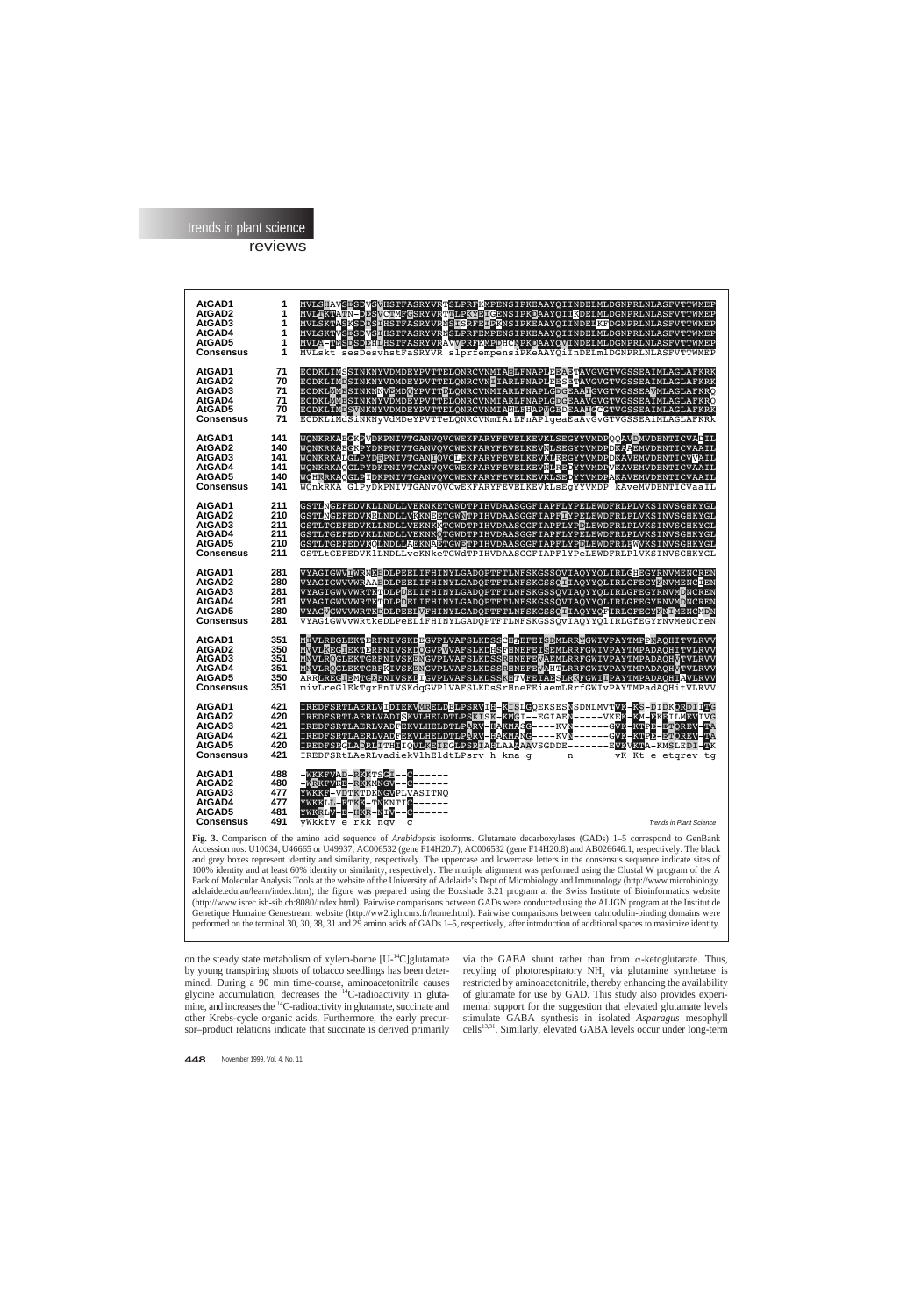```
AtGAD1      1   MVLSHAVSESDVSVHSTFASRYVRTSLPRFKMPENSIPKEAAYQIINDELMLDGNPRLNLASFVTTWMEP
AtGAD2      1   MVLTKTATN-DESVCTMFGSRYVRTTLPKYEIGENSIPKDAAYQIIKDELMLDGNPRLNLASFVTTWMEP
AtGAD3      1   MVLSKTASKSDDSIHSTFASRYVRNSISRFEIPKNSIPKEAAYQIINDELKFDGNPRLNLASFVTTWMEP
AtGAD4      1   MVLSKTVSESDVSIHSTFASRYVRNSLPRFEMPENSIPKEAAYQIINDELMLDGNPRLNLASFVTTWMEP
AtGAD5      1   MVLA-TNSDSDEHLHSTFASRYVRAVVPRFKMPDHCMPKDAAYQVINDELMLDGNPRLNLASFVTTWMEP
Consensus   1   MVLskt sesDesvhstFaSRYVR slprfempensiPKeAAYQiInDELmlDGNPRLNLASFVTTWMEP

AtGAD1     71   ECDKLIMSSINKNYVDMDEYPVTTELQNRCVNMIAHLFNAPLEEAETAVGVGTVGSSEAIMLAGLAFKRK
AtGAD2     70   ECDKLIMSSINKNYVDMDEYPVTTELQNRCVNMIARLFNAPLEESETAVGVGTVGSSEAIMLAGLAFKRK
AtGAD3     71   ECDKLIMDSINKNYVDMDQYPVTTELQNRCVNMIARLFNAPLGDGEAAIGVGTVGSSEAVMLAGLAFKRQ
AtGAD4     71   ECDKLIMSSINKNYVDMDEYPVTTELQNRCVNMIARLFNAPLGDGEAAVGVGTVGSSEAIMLAGLAFKRQ
AtGAD5     70   ECDKLIMDSVNKNYVDMDEYPVTTELQNRCVNMIANLFHAPVGEDEAAIGCGTVGSSEAIMLAGLAFKRK
Consensus  71   ECDKLiMdSiNKNYvdMDeYPVTTeLQNRCVNmIArLFnAPlgeaEaAvGvGTVGSSEAiMLAGLAFKRK

AtGAD1    141   WQNKRKAEGKPYDKPNIVTGANVQVCWEKFARYFEVELKEVKLSEGYYVMDPQQAVDMVDENTICVAAIL
AtGAD2    140   WQNKRKAEGKPYDKPNIVTGANVQVCWEKFARYFEVELKEVNLSEGYYVMDPDKAAEMVDENTICVAAIL
AtGAD3    141   WQNKRKALGLPYDRPNIVTGANIQVCLEKFARYFEVELKEVKLREGYYVMDPDKAVEMVDENTICVVAIL
AtGAD4    141   WQNKRKAEGLPYDKPNIVTGANVQVCWEKFARYFEVELKEVNLREDYYVMDPVKAVEMVDENTICVAAIL
AtGAD5    140   WQHRRKAQGLPIDKPNIVTGANVQVCWEKFARYFEVELKEVKLSEDYYVMDPAKAVEMVDENTICVAAIL
Consensus 141   WQnkRKA GlPyDkPNIVTGANvQVCwEKFARYFEVELKEVkLsEgYYVMDP kAveMVDENTICVaaIL

AtGAD1    211   GSTLNGEFEDVKLLNDLLVEKNKETGWDTPIHVDAASGGFIAPFLYPELEWDFRLPLVKSINVSGHKYGL
AtGAD2    210   GSTLNGEFEDVKRLNDLLVKKNEETGWNTPIHVDAASGGFIAPFIYPELEWDFRLPLVKSINVSGHKYGL
AtGAD3    211   GSTLTGEFEDVKLLNDLLVEKNKKTGWDTPIHVDAASGGFIAPFLYPDLEWDFRLPLVKSINVSGHKYGL
AtGAD4    211   GSTLTGEFEDVKLLNDLLVEKNKQTGWDTPIHVDAASGGFIAPFLYPELEWDFRLPLVKSINVSGHKYGL
AtGAD5    210   GSTLTGEFEDVKQLNDLLAEKNAETGWETPIHVDAASGGFIAPFLYPDLEWDFRLPWVKSINVSGHKYGL
Consensus 211   GSTLtGEFEDVKlLNDLLveKNkeTGWdTPIHVDAASGGFIAPFlYPeLEWDFRLPlVKSINVSGHKYGL

AtGAD1    281   VYAGIGWVIWRNKEDLPEELIFHINYLGADQPTFTLNFSKGSSQVIAQYYQLIRLGHEGYRNVMENCREN
AtGAD2    280   VYAGIGWVVWRAAEDLPEELIFHINYLGADQPTFTLNFSKGSSQIIAQYYQLIRLGFEGYKNVMENCIEN
AtGAD3    281   VYAGIGWVVWRTKTDLPDELIFHINYLGADQPTFTLNFSKGSSQVIAQYYQLIRLGFEGYRNVMDNCREN
AtGAD4    281   VYAGIGWVVWRTKTDLPDELIFHINYLGADQPTFTLNFSKGSSQVIAQYYQLIRLGFEGYRNVMDNCREN
AtGAD5    280   VYAGVGWVVWRTKDDLPEELVFHINYLGADQPTFTLNFSKGSSQIIAQYYQFIRLGFEGYRNIMENCMDN
Consensus 281   VYAGiGWVvWRtkeDLPeELiFHINYLGADQPTFTLNFSKGSSQvIAQYYQlIRLGfEGYrNvMeNCreN

AtGAD1    351   MIVLREGLEKTERFNIVSKDEGVPLVAFSLKDSSCHTEFEISDMLRRYGWIVPAYTMPPNAQHITVLRVV
AtGAD2    350   MVVLKEGIEKTERFNIVSKDQGVPVVAFSLKDHSFHNEFEISEMLRRFGWIVPAYTMPADAQHITVLRVV
AtGAD3    351   MIVLRQGLEKTGRFNIVSKENGVPLVAFSLKDSSRHNEFEVAEMLRRFGWIVPAYTMPADAQHVTVLRVV
AtGAD4    351   MMVLRQGLEKTGRFKIVSKENGVPLVAFSLKDSSRHNEFEVAHTLRRFGWIVPAYTMPADAQHVTVLRVV
AtGAD5    350   ARRLREGIEMTGKFNIVSKDIGVPLVAFSLKDSSKHTVFEIAESLRKFGWIIPAYTMPADAQHIAVLRVV
Consensus 351   mivLreGlEkTgRFnIVSKdqGVPlVAFSLKDsSrHneFEiaemLRrfGWIvPAYTMPadAQHitVLRVV

AtGAD1    421   IREDFSRTLAERLVIDIEKVMRELDELPSRVIH-KISLGQEKSESNSDNLMVTVKKS-DIDKQRDIITG
AtGAD2    420   IREDFSRTLAERLVADISKVLHELDTLPSKISK-KMGI--EGIAEN-----VKEK-KM-EKEILMEVIVG
AtGAD3    421   IREDFSRTLAERLVADFEKVLHELDTLPARVHA-KMASG-----KVN-------GVKKTPEETQREVTA
AtGAD4    421   IREDFSRTLAERLVADFEKVLHELDTLPARVRA-KMANG-----KVN-------GVKKTPEETQREVTA
AtGAD5    420   IREDFSRGLADRLITHIIQVLKEIEGLPSRIAHLAAAAAVSGDDE-------EVKVKTA-KMSLEDI-TK
Consensus 421   IREDFSRtLAeRLvadiekVlhEldtLPsrv h kma g      n        vK Kt e etqrev tg

AtGAD1    488   -WKKFVAD-RKKTSGC--C------
AtGAD2    480   -WRKFVKE-RKKMNGV--C------
AtGAD3    477   YWKKF-VDTKTDKNGVPLVASITNQ
AtGAD4    477   YWKKLL-ETKK-TNKNTIC------
AtGAD5    481   YWKRLV-E-HKR-NIV--C------
Consensus 491   yWkkfv e rkk ngv  c
```

**Fig. 3.** Comparison of the amino acid sequence of *Arabidopsis* isoforms. Glutamate decarboxylases (GADs) 1–5 correspond to GenBank Accession nos: U10034, U46665 or U49937, AC006532 (gene F14H20.7), AC006532 (gene F14H20.8) and AB026646.1, respectively. The black and grey boxes represent identity and similarity, respectively. The uppercase and lowercase letters in the consensus sequence indicate sites of 100% identity and at least 60% identity or similarity, respectively. The multiple alignment was performed using the Clustal W program of the A Pack of Molecular Analysis Tools at the website of the University of Adelaide's Dept of Microbiology and Immunology (http://www.microbiology.adelaide.edu.au/learn/index.htm); the figure was prepared using the Boxshade 3.21 program at the Swiss Institute of Bioinformatics website (http://www.isrec.isb-sib.ch:8080/index.html). Pairwise comparisons between GADs were conducted using the ALIGN program at the Institut de Genetique Humaine Genestream website (http://ww2.igh.cnrs.fr/home.html). Pairwise comparisons between calmodulin-binding domains were performed on the terminal 30, 30, 38, 31 and 29 amino acids of GADs 1–5, respectively, after introduction of additional spaces to maximize identity.

on the steady state metabolism of xylem-borne [U-$^{14}$C]glutamate by young transpiring shoots of tobacco seedlings has been determined. During a 90 min time-course, aminoacetonitrile causes glycine accumulation, decreases the $^{14}$C-radioactivity in glutamine, and increases the $^{14}$C-radioactivity in glutamate, succinate and other Krebs-cycle organic acids. Furthermore, the early precursor–product relations indicate that succinate is derived primarily via the GABA shunt rather than from α-ketoglutarate. Thus, recyling of photorespiratory $NH_3$ via glutamine synthetase is restricted by aminoacetonitrile, thereby enhancing the availability of glutamate for use by GAD. This study also provides experimental support for the suggestion that elevated glutamate levels stimulate GABA synthesis in isolated *Asparagus* mesophyll cells[13,31]. Similarly, elevated GABA levels occur under long-term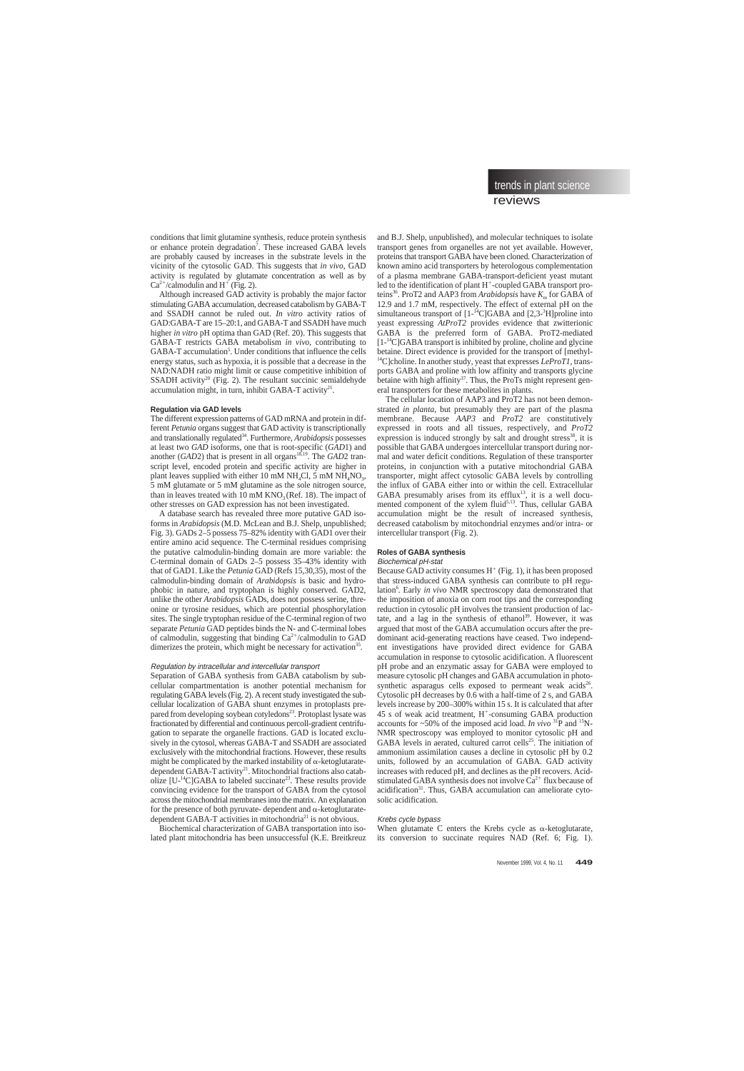conditions that limit glutamine synthesis, reduce protein synthesis or enhance protein degradation[7]. These increased GABA levels are probably caused by increases in the substrate levels in the vicinity of the cytosolic GAD. This suggests that *in vivo*, GAD activity is regulated by glutamate concentration as well as by $Ca^{2+}$/calmodulin and $H^+$ (Fig. 2).

Although increased GAD activity is probably the major factor stimulating GABA accumulation, decreased catabolism by GABA-T and SSADH cannot be ruled out. *In vitro* activity ratios of GAD:GABA-T are 15–20:1, and GABA-T and SSADH have much higher *in vitro* pH optima than GAD (Ref. 20). This suggests that GABA-T restricts GABA metabolism *in vivo*, contributing to GABA-T accumulation[5]. Under conditions that influence the cells energy status, such as hypoxia, it is possible that a decrease in the NAD:NADH ratio might limit or cause competitive inhibition of SSADH activity[20] (Fig. 2). The resultant succinic semialdehyde accumulation might, in turn, inhibit GABA-T activity[21].

### Regulation via GAD levels

The different expression patterns of GAD mRNA and protein in different *Petunia* organs suggest that GAD activity is transcriptionally and translationally regulated[34]. Furthermore, *Arabidopsis* possesses at least two *GAD* isoforms, one that is root-specific (*GAD*1) and another (*GAD*2) that is present in all organs[18,19]. The *GAD*2 transcript level, encoded protein and specific activity are higher in plant leaves supplied with either 10 mM $NH_4Cl$, 5 mM $NH_4NO_3$, 5 mM glutamate or 5 mM glutamine as the sole nitrogen source, than in leaves treated with 10 mM $KNO_3$ (Ref. 18). The impact of other stresses on GAD expression has not been investigated.

A database search has revealed three more putative GAD isoforms in *Arabidopsis* (M.D. McLean and B.J. Shelp, unpublished; Fig. 3). GADs 2–5 possess 75–82% identity with GAD1 over their entire amino acid sequence. The C-terminal residues comprising the putative calmodulin-binding domain are more variable: the C-terminal domain of GADs 2–5 possess 35–43% identity with that of GAD1. Like the *Petunia* GAD (Refs 15,30,35), most of the calmodulin-binding domain of *Arabidopsis* is basic and hydrophobic in nature, and tryptophan is highly conserved. GAD2, unlike the other *Arabidopsis* GADs, does not possess serine, threonine or tyrosine residues, which are potential phosphorylation sites. The single tryptophan residue of the C-terminal region of two separate *Petunia* GAD peptides binds the N- and C-terminal lobes of calmodulin, suggesting that binding $Ca^{2+}$/calmodulin to GAD dimerizes the protein, which might be necessary for activation[35].

#### *Regulation by intracellular and intercellular transport*

Separation of GABA synthesis from GABA catabolism by subcellular compartmentation is another potential mechanism for regulating GABA levels (Fig. 2). A recent study investigated the subcellular localization of GABA shunt enzymes in protoplasts prepared from developing soybean cotyledons[23]. Protoplast lysate was fractionated by differential and continuous percoll-gradient centrifugation to separate the organelle fractions. GAD is located exclusively in the cytosol, whereas GABA-T and SSADH are associated exclusively with the mitochondrial fractions. However, these results might be complicated by the marked instability of α-ketoglutarate-dependent GABA-T activity[21]. Mitochondrial fractions also catabolize [U-$^{14}$C]GABA to labeled succinate[23]. These results provide convincing evidence for the transport of GABA from the cytosol across the mitochondrial membranes into the matrix. An explanation for the presence of both pyruvate- dependent and α-ketoglutarate-dependent GABA-T activities in mitochondria[21] is not obvious.

Biochemical characterization of GABA transportation into isolated plant mitochondria has been unsuccessful (K.E. Breitkreuz and B.J. Shelp, unpublished), and molecular techniques to isolate transport genes from organelles are not yet available. However, proteins that transport GABA have been cloned. Characterization of known amino acid transporters by heterologous complementation of a plasma membrane GABA-transport-deficient yeast mutant led to the identification of plant $H^+$-coupled GABA transport proteins[36]. ProT2 and AAP3 from *Arabidopsis* have $K_m$ for GABA of 12.9 and 1.7 mM, respectively. The effect of external pH on the simultaneous transport of [1-$^{14}$C]GABA and [2,3-$^3$H]proline into yeast expressing *AtProT2* provides evidence that zwitterionic GABA is the preferred form of GABA. ProT2-mediated [1-$^{14}$C]GABA transport is inhibited by proline, choline and glycine betaine. Direct evidence is provided for the transport of [methyl-$^{14}$C]choline. In another study, yeast that expresses *LeProT1*, transports GABA and proline with low affinity and transports glycine betaine with high affinity[37]. Thus, the ProTs might represent general transporters for these metabolites in plants.

The cellular location of AAP3 and ProT2 has not been demonstrated *in planta*, but presumably they are part of the plasma membrane. Because *AAP3* and *ProT2* are constitutively expressed in roots and all tissues, respectively, and *ProT2* expression is induced strongly by salt and drought stress[38], it is possible that GABA undergoes intercellular transport during normal and water deficit conditions. Regulation of these transporter proteins, in conjunction with a putative mitochondrial GABA transporter, might affect cytosolic GABA levels by controlling the influx of GABA either into or within the cell. Extracellular GABA presumably arises from its efflux[13], it is a well documented component of the xylem fluid[5,13]. Thus, cellular GABA accumulation might be the result of increased synthesis, decreased catabolism by mitochondrial enzymes and/or intra- or intercellular transport (Fig. 2).

### Roles of GABA synthesis

#### *Biochemical pH-stat*

Because GAD activity consumes $H^+$ (Fig. 1), it has been proposed that stress-induced GABA synthesis can contribute to pH regulation[6]. Early *in vivo* NMR spectroscopy data demonstrated that the imposition of anoxia on corn root tips and the corresponding reduction in cytosolic pH involves the transient production of lactate, and a lag in the synthesis of ethanol[39]. However, it was argued that most of the GABA accumulation occurs after the predominant acid-generating reactions have ceased. Two independent investigations have provided direct evidence for GABA accumulation in response to cytosolic acidification. A fluorescent pH probe and an enzymatic assay for GABA were employed to measure cytosolic pH changes and GABA accumulation in photosynthetic asparagus cells exposed to permeant weak acids[26]. Cytosolic pH decreases by 0.6 with a half-time of 2 s, and GABA levels increase by 200–300% within 15 s. It is calculated that after 45 s of weak acid treatment, $H^+$-consuming GABA production accounts for ~50% of the imposed acid load. *In vivo* $^{31}$P and $^{15}$N-NMR spectroscopy was employed to monitor cytosolic pH and GABA levels in aerated, cultured carrot cells[25]. The initiation of ammonium assimilation causes a decline in cytosolic pH by 0.2 units, followed by an accumulation of GABA. GAD activity increases with reduced pH, and declines as the pH recovers. Acid-stimulated GABA synthesis does not involve $Ca^{2+}$ flux because of acidification[31]. Thus, GABA accumulation can ameliorate cytosolic acidification.

#### *Krebs cycle bypass*

When glutamate C enters the Krebs cycle as α-ketoglutarate, its conversion to succinate requires NAD (Ref. 6; Fig. 1).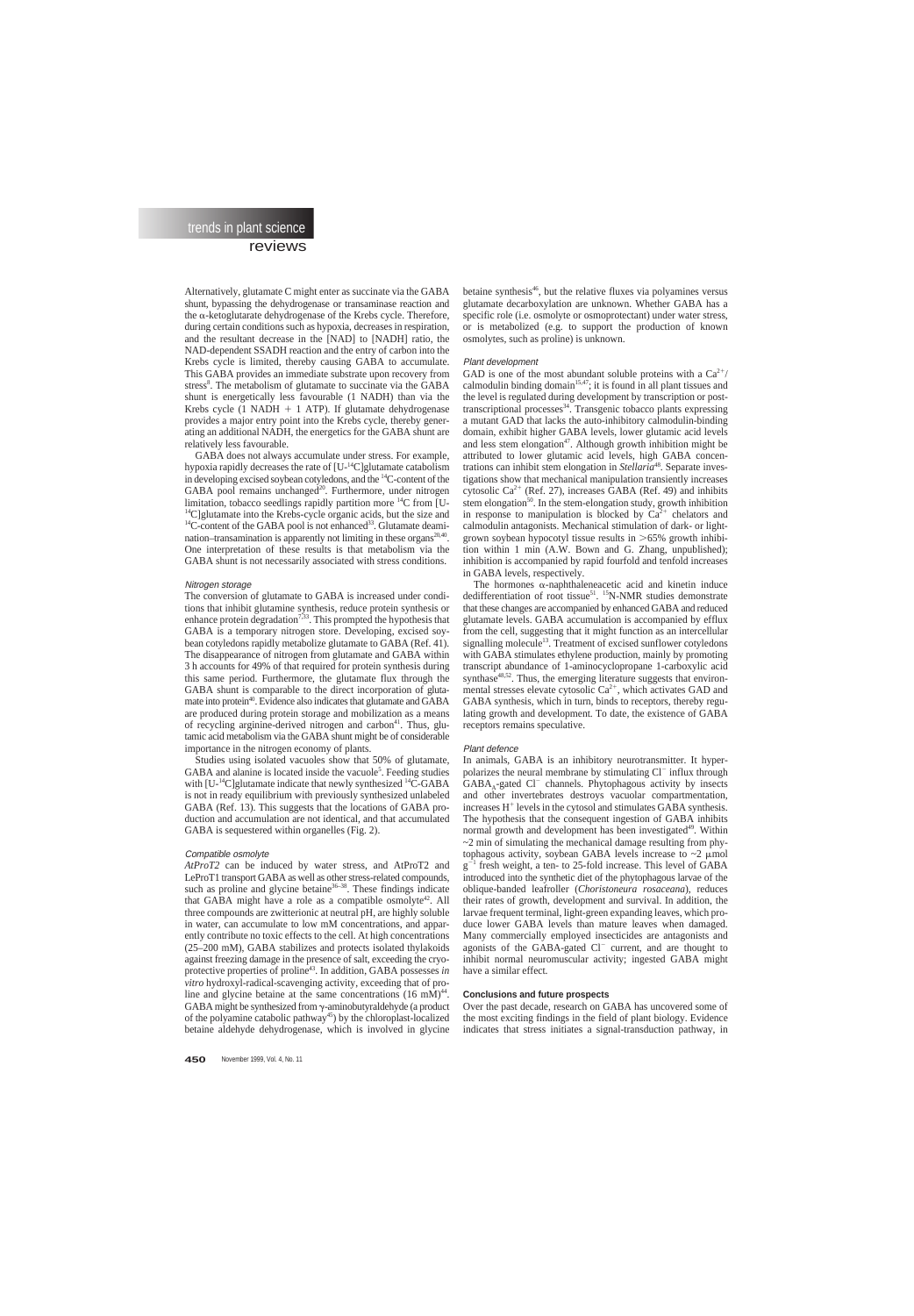Alternatively, glutamate C might enter as succinate via the GABA shunt, bypassing the dehydrogenase or transaminase reaction and the α-ketoglutarate dehydrogenase of the Krebs cycle. Therefore, during certain conditions such as hypoxia, decreases in respiration, and the resultant decrease in the [NAD] to [NADH] ratio, the NAD-dependent SSADH reaction and the entry of carbon into the Krebs cycle is limited, thereby causing GABA to accumulate. This GABA provides an immediate substrate upon recovery from stress[8]. The metabolism of glutamate to succinate via the GABA shunt is energetically less favourable (1 NADH) than via the Krebs cycle (1 NADH + 1 ATP). If glutamate dehydrogenase provides a major entry point into the Krebs cycle, thereby generating an additional NADH, the energetics for the GABA shunt are relatively less favourable.

GABA does not always accumulate under stress. For example, hypoxia rapidly decreases the rate of [U-$^{14}$C]glutamate catabolism in developing excised soybean cotyledons, and the $^{14}$C-content of the GABA pool remains unchanged[20]. Furthermore, under nitrogen limitation, tobacco seedlings rapidly partition more $^{14}$C from [U-$^{14}$C]glutamate into the Krebs-cycle organic acids, but the size and $^{14}$C-content of the GABA pool is not enhanced[33]. Glutamate deamination–transamination is apparently not limiting in these organs[20,40]. One interpretation of these results is that metabolism via the GABA shunt is not necessarily associated with stress conditions.

#### Nitrogen storage

The conversion of glutamate to GABA is increased under conditions that inhibit glutamine synthesis, reduce protein synthesis or enhance protein degradation[7,33]. This prompted the hypothesis that GABA is a temporary nitrogen store. Developing, excised soybean cotyledons rapidly metabolize glutamate to GABA (Ref. 41). The disappearance of nitrogen from glutamate and GABA within 3 h accounts for 49% of that required for protein synthesis during this same period. Furthermore, the glutamate flux through the GABA shunt is comparable to the direct incorporation of glutamate into protein[40]. Evidence also indicates that glutamate and GABA are produced during protein storage and mobilization as a means of recycling arginine-derived nitrogen and carbon[41]. Thus, glutamic acid metabolism via the GABA shunt might be of considerable importance in the nitrogen economy of plants.

Studies using isolated vacuoles show that 50% of glutamate, GABA and alanine is located inside the vacuole[5]. Feeding studies with [U-$^{14}$C]glutamate indicate that newly synthesized $^{14}$C-GABA is not in ready equilibrium with previously synthesized unlabeled GABA (Ref. 13). This suggests that the locations of GABA production and accumulation are not identical, and that accumulated GABA is sequestered within organelles (Fig. 2).

#### Compatible osmolyte

*AtProT2* can be induced by water stress, and AtProT2 and LeProT1 transport GABA as well as other stress-related compounds, such as proline and glycine betaine[36–38]. These findings indicate that GABA might have a role as a compatible osmolyte[42]. All three compounds are zwitterionic at neutral pH, are highly soluble in water, can accumulate to low mM concentrations, and apparently contribute no toxic effects to the cell. At high concentrations (25–200 mM), GABA stabilizes and protects isolated thylakoids against freezing damage in the presence of salt, exceeding the cryoprotective properties of proline[43]. In addition, GABA possesses *in vitro* hydroxyl-radical-scavenging activity, exceeding that of proline and glycine betaine at the same concentrations (16 mM)[44]. GABA might be synthesized from γ-aminobutyraldehyde (a product of the polyamine catabolic pathway[45]) by the chloroplast-localized betaine aldehyde dehydrogenase, which is involved in glycine betaine synthesis[46], but the relative fluxes via polyamines versus glutamate decarboxylation are unknown. Whether GABA has a specific role (i.e. osmolyte or osmoprotectant) under water stress, or is metabolized (e.g. to support the production of known osmolytes, such as proline) is unknown.

#### Plant development

GAD is one of the most abundant soluble proteins with a $Ca^{2+}$/calmodulin binding domain[15,47]; it is found in all plant tissues and the level is regulated during development by transcription or post-transcriptional processes[34]. Transgenic tobacco plants expressing a mutant GAD that lacks the auto-inhibitory calmodulin-binding domain, exhibit higher GABA levels, lower glutamic acid levels and less stem elongation[47]. Although growth inhibition might be attributed to lower glutamic acid levels, high GABA concentrations can inhibit stem elongation in *Stellaria*[48]. Separate investigations show that mechanical manipulation transiently increases cytosolic $Ca^{2+}$ (Ref. 27), increases GABA (Ref. 49) and inhibits stem elongation[50]. In the stem-elongation study, growth inhibition in response to manipulation is blocked by $Ca^{2+}$ chelators and calmodulin antagonists. Mechanical stimulation of dark- or light-grown soybean hypocotyl tissue results in >65% growth inhibition within 1 min (A.W. Bown and G. Zhang, unpublished); inhibition is accompanied by rapid fourfold and tenfold increases in GABA levels, respectively.

The hormones α-naphthaleneacetic acid and kinetin induce dedifferentiation of root tissue[51]. $^{15}$N-NMR studies demonstrate that these changes are accompanied by enhanced GABA and reduced glutamate levels. GABA accumulation is accompanied by efflux from the cell, suggesting that it might function as an intercellular signalling molecule[13]. Treatment of excised sunflower cotyledons with GABA stimulates ethylene production, mainly by promoting transcript abundance of 1-aminocyclopropane 1-carboxylic acid synthase[48,52]. Thus, the emerging literature suggests that environmental stresses elevate cytosolic $Ca^{2+}$, which activates GAD and GABA synthesis, which in turn, binds to receptors, thereby regulating growth and development. To date, the existence of GABA receptors remains speculative.

#### Plant defence

In animals, GABA is an inhibitory neurotransmitter. It hyperpolarizes the neural membrane by stimulating $Cl^-$ influx through $GABA_A$-gated $Cl^-$ channels. Phytophagous activity by insects and other invertebrates destroys vacuolar compartmentation, increases $H^+$ levels in the cytosol and stimulates GABA synthesis. The hypothesis that the consequent ingestion of GABA inhibits normal growth and development has been investigated[49]. Within ~2 min of simulating the mechanical damage resulting from phytophagous activity, soybean GABA levels increase to ~2 μmol $g^{-1}$ fresh weight, a ten- to 25-fold increase. This level of GABA introduced into the synthetic diet of the phytophagous larvae of the oblique-banded leafroller (*Choristoneura rosaceana*), reduces their rates of growth, development and survival. In addition, the larvae frequent terminal, light-green expanding leaves, which produce lower GABA levels than mature leaves when damaged. Many commercially employed insecticides are antagonists and agonists of the GABA-gated $Cl^-$ current, and are thought to inhibit normal neuromuscular activity; ingested GABA might have a similar effect.

### Conclusions and future prospects

Over the past decade, research on GABA has uncovered some of the most exciting findings in the field of plant biology. Evidence indicates that stress initiates a signal-transduction pathway, in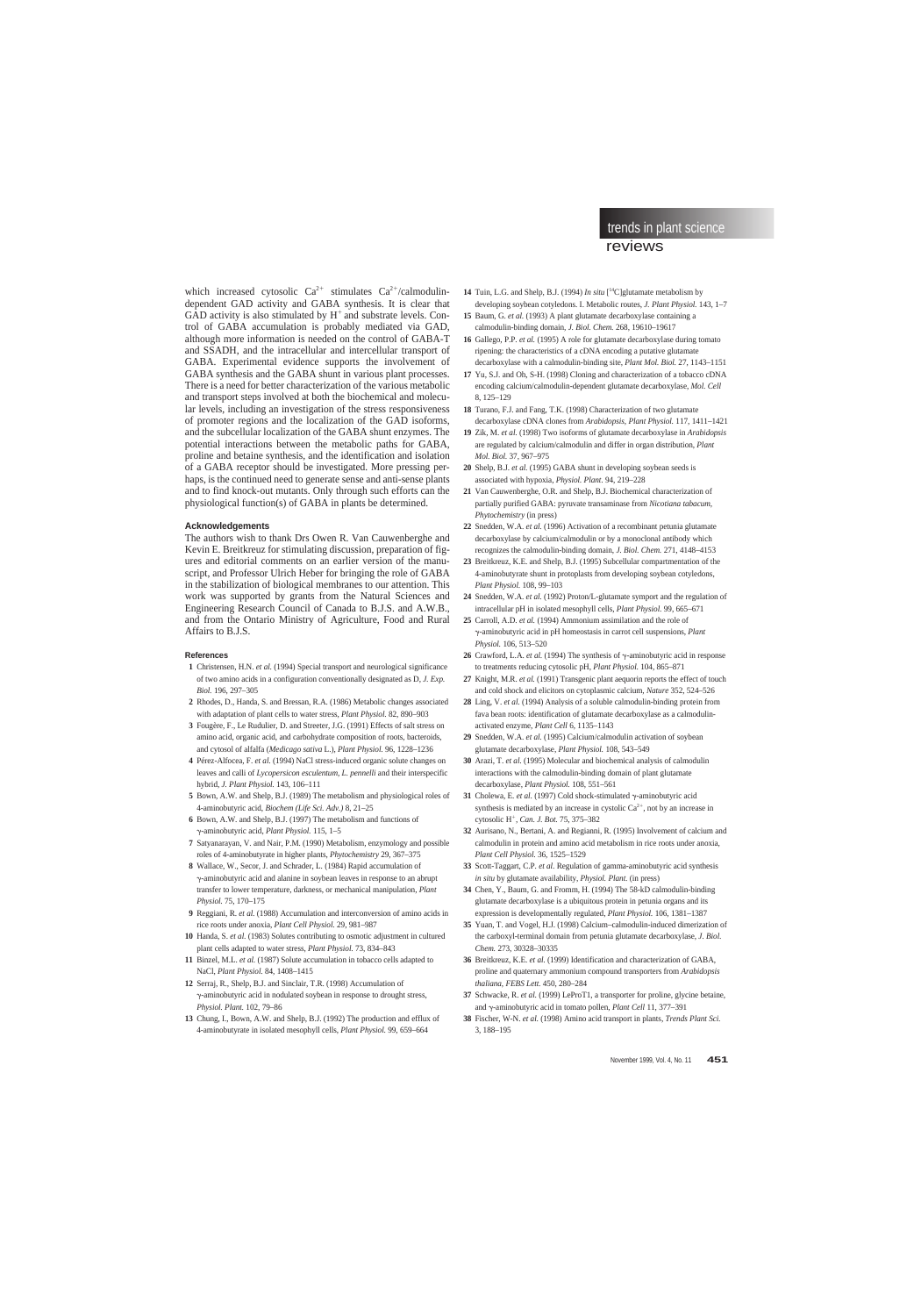which increased cytosolic $Ca^{2+}$ stimulates $Ca^{2+}$/calmodulin-dependent GAD activity and GABA synthesis. It is clear that GAD activity is also stimulated by $H^+$ and substrate levels. Control of GABA accumulation is probably mediated via GAD, although more information is needed on the control of GABA-T and SSADH, and the intracellular and intercellular transport of GABA. Experimental evidence supports the involvement of GABA synthesis and the GABA shunt in various plant processes. There is a need for better characterization of the various metabolic and transport steps involved at both the biochemical and molecular levels, including an investigation of the stress responsiveness of promoter regions and the localization of the GAD isoforms, and the subcellular localization of the GABA shunt enzymes. The potential interactions between the metabolic paths for GABA, proline and betaine synthesis, and the identification and isolation of a GABA receptor should be investigated. More pressing perhaps, is the continued need to generate sense and anti-sense plants and to find knock-out mutants. Only through such efforts can the physiological function(s) of GABA in plants be determined.

### Acknowledgements

The authors wish to thank Drs Owen R. Van Cauwenberghe and Kevin E. Breitkreuz for stimulating discussion, preparation of figures and editorial comments on an earlier version of the manuscript, and Professor Ulrich Heber for bringing the role of GABA in the stabilization of biological membranes to our attention. This work was supported by grants from the Natural Sciences and Engineering Research Council of Canada to B.J.S. and A.W.B., and from the Ontario Ministry of Agriculture, Food and Rural Affairs to B.J.S.

### References

1 Christensen, H.N. *et al.* (1994) Special transport and neurological significance of two amino acids in a configuration conventionally designated as D, *J. Exp. Biol.* 196, 297–305

2 Rhodes, D., Handa, S. and Bressan, R.A. (1986) Metabolic changes associated with adaptation of plant cells to water stress, *Plant Physiol.* 82, 890–903

3 Fougère, F., Le Rudulier, D. and Streeter, J.G. (1991) Effects of salt stress on amino acid, organic acid, and carbohydrate composition of roots, bacteroids, and cytosol of alfalfa (*Medicago sativa* L.), *Plant Physiol.* 96, 1228–1236

4 Pérez-Alfocea, F. *et al.* (1994) NaCl stress-induced organic solute changes on leaves and calli of *Lycopersicon esculentum*, *L. pennelli* and their interspecific hybrid, *J. Plant Physiol.* 143, 106–111

5 Bown, A.W. and Shelp, B.J. (1989) The metabolism and physiological roles of 4-aminobutyric acid, *Biochem (Life Sci. Adv.)* 8, 21–25

6 Bown, A.W. and Shelp, B.J. (1997) The metabolism and functions of γ-aminobutyric acid, *Plant Physiol.* 115, 1–5

7 Satyanarayan, V. and Nair, P.M. (1990) Metabolism, enzymology and possible roles of 4-aminobutyrate in higher plants, *Phytochemistry* 29, 367–375

8 Wallace, W., Secor, J. and Schrader, L. (1984) Rapid accumulation of γ-aminobutyric acid and alanine in soybean leaves in response to an abrupt transfer to lower temperature, darkness, or mechanical manipulation, *Plant Physiol.* 75, 170–175

9 Reggiani, R. *et al.* (1988) Accumulation and interconversion of amino acids in rice roots under anoxia, *Plant Cell Physiol.* 29, 981–987

10 Handa, S. *et al.* (1983) Solutes contributing to osmotic adjustment in cultured plant cells adapted to water stress, *Plant Physiol.* 73, 834–843

11 Binzel, M.L. *et al.* (1987) Solute accumulation in tobacco cells adapted to NaCl, *Plant Physiol.* 84, 1408–1415

12 Serraj, R., Shelp, B.J. and Sinclair, T.R. (1998) Accumulation of γ-aminobutyric acid in nodulated soybean in response to drought stress, *Physiol. Plant.* 102, 79–86

13 Chung, I., Bown, A.W. and Shelp, B.J. (1992) The production and efflux of 4-aminobutyrate in isolated mesophyll cells, *Plant Physiol.* 99, 659–664

14 Tuin, L.G. and Shelp, B.J. (1994) *In situ* [$^{14}$C]glutamate metabolism by developing soybean cotyledons. I. Metabolic routes, *J. Plant Physiol.* 143, 1–7

15 Baum, G. *et al.* (1993) A plant glutamate decarboxylase containing a calmodulin-binding domain, *J. Biol. Chem.* 268, 19610–19617

16 Gallego, P.P. *et al.* (1995) A role for glutamate decarboxylase during tomato ripening: the characteristics of a cDNA encoding a putative glutamate decarboxylase with a calmodulin-binding site, *Plant Mol. Biol.* 27, 1143–1151

17 Yu, S.J. and Oh, S-H. (1998) Cloning and characterization of a tobacco cDNA encoding calcium/calmodulin-dependent glutamate decarboxylase, *Mol. Cell* 8, 125–129

18 Turano, F.J. and Fang, T.K. (1998) Characterization of two glutamate decarboxylase cDNA clones from *Arabidopsis*, *Plant Physiol.* 117, 1411–1421

19 Zik, M. *et al.* (1998) Two isoforms of glutamate decarboxylase in *Arabidopsis* are regulated by calcium/calmodulin and differ in organ distribution, *Plant Mol. Biol.* 37, 967–975

20 Shelp, B.J. *et al.* (1995) GABA shunt in developing soybean seeds is associated with hypoxia, *Physiol. Plant.* 94, 219–228

21 Van Cauwenberghe, O.R. and Shelp, B.J. Biochemical characterization of partially purified GABA: pyruvate transaminase from *Nicotiana tabacum*, *Phytochemistry* (in press)

22 Snedden, W.A. *et al.* (1996) Activation of a recombinant petunia glutamate decarboxylase by calcium/calmodulin or by a monoclonal antibody which recognizes the calmodulin-binding domain, *J. Biol. Chem.* 271, 4148–4153

23 Breitkreuz, K.E. and Shelp, B.J. (1995) Subcellular compartmentation of the 4-aminobutyrate shunt in protoplasts from developing soybean cotyledons, *Plant Physiol.* 108, 99–103

24 Snedden, W.A. *et al.* (1992) Proton/L-glutamate symport and the regulation of intracellular pH in isolated mesophyll cells, *Plant Physiol.* 99, 665–671

25 Carroll, A.D. *et al.* (1994) Ammonium assimilation and the role of γ-aminobutyric acid in pH homeostasis in carrot cell suspensions, *Plant Physiol.* 106, 513–520

26 Crawford, L.A. *et al.* (1994) The synthesis of γ-aminobutyric acid in response to treatments reducing cytosolic pH, *Plant Physiol.* 104, 865–871

27 Knight, M.R. *et al.* (1991) Transgenic plant aequorin reports the effect of touch and cold shock and elicitors on cytoplasmic calcium, *Nature* 352, 524–526

28 Ling, V. *et al.* (1994) Analysis of a soluble calmodulin-binding protein from fava bean roots: identification of glutamate decarboxylase as a calmodulin-activated enzyme, *Plant Cell* 6, 1135–1143

29 Snedden, W.A. *et al.* (1995) Calcium/calmodulin activation of soybean glutamate decarboxylase, *Plant Physiol.* 108, 543–549

30 Arazi, T. *et al.* (1995) Molecular and biochemical analysis of calmodulin interactions with the calmodulin-binding domain of plant glutamate decarboxylase, *Plant Physiol.* 108, 551–561

31 Cholewa, E. *et al.* (1997) Cold shock-stimulated γ-aminobutyric acid synthesis is mediated by an increase in cystolic $Ca^{2+}$, not by an increase in cytosolic $H^+$, *Can. J. Bot.* 75, 375–382

32 Aurisano, N., Bertani, A. and Regianni, R. (1995) Involvement of calcium and calmodulin in protein and amino acid metabolism in rice roots under anoxia, *Plant Cell Physiol.* 36, 1525–1529

33 Scott-Taggart, C.P. *et al.* Regulation of gamma-aminobutyric acid synthesis *in situ* by glutamate availability, *Physiol. Plant*. (in press)

34 Chen, Y., Baum, G. and Fromm, H. (1994) The 58-kD calmodulin-binding glutamate decarboxylase is a ubiquitous protein in petunia organs and its expression is developmentally regulated, *Plant Physiol.* 106, 1381–1387

35 Yuan, T. and Vogel, H.J. (1998) Calcium–calmodulin-induced dimerization of the carboxyl-terminal domain from petunia glutamate decarboxylase, *J. Biol. Chem.* 273, 30328–30335

36 Breitkreuz, K.E. *et al.* (1999) Identification and characterization of GABA, proline and quaternary ammonium compound transporters from *Arabidopsis thaliana*, *FEBS Lett.* 450, 280–284

37 Schwacke, R. *et al.* (1999) LeProT1, a transporter for proline, glycine betaine, and γ-aminobutyric acid in tomato pollen, *Plant Cell* 11, 377–391

38 Fischer, W-N. *et al.* (1998) Amino acid transport in plants, *Trends Plant Sci.* 3, 188–195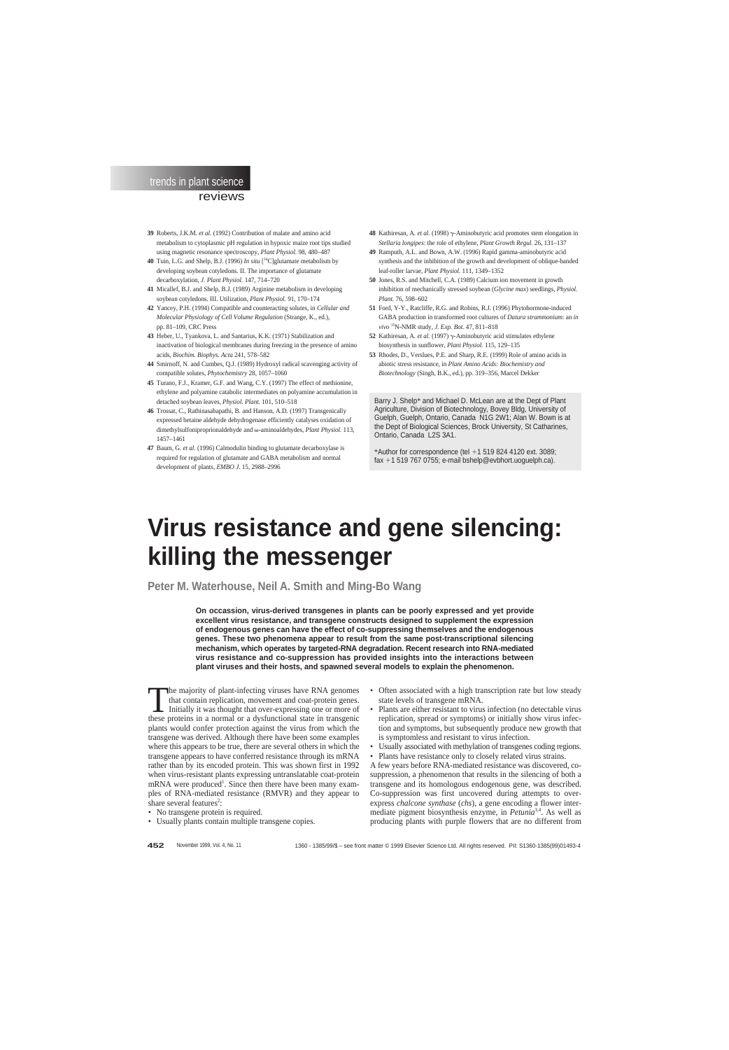39 Roberts, J.K.M. *et al.* (1992) Contribution of malate and amino acid metabolism to cytoplasmic pH regulation in hypoxic maize root tips studied using magnetic resonance spectroscopy, *Plant Physiol.* 98, 480–487

40 Tuin, L.G. and Shelp, B.J. (1996) *In situ* [$^{14}$C]glutamate metabolism by developing soybean cotyledons. II. The importance of glutamate decarboxylation, *J. Plant Physiol.* 147, 714–720

41 Micallef, B.J. and Shelp, B.J. (1989) Arginine metabolism in developing soybean cotyledons. III. Utilization, *Plant Physiol.* 91, 170–174

42 Yancey, P.H. (1994) Compatible and counteracting solutes, in *Cellular and Molecular Physiology of Cell Volume Regulation* (Strange, K., ed.), pp. 81–109, CRC Press

43 Heber, U., Tyankova, L. and Santarius, K.K. (1971) Stabilization and inactivation of biological membranes during freezing in the presence of amino acids, *Biochim. Biophys. Acta* 241, 578–582

44 Smirnoff, N. and Cumbes, Q.J. (1989) Hydroxyl radical scavenging activity of compatible solutes, *Phytochemistry* 28, 1057–1060

45 Turano, F.J., Kramer, G.F. and Wang, C.Y. (1997) The effect of methionine, ethylene and polyamine catabolic intermediates on polyamine accumulation in detached soybean leaves, *Physiol. Plant.* 101, 510–518

46 Trossat, C., Rathinasabapathi, B. and Hanson, A.D. (1997) Transgenically expressed betaine aldehyde dehydrogenase efficiently catalyses oxidation of dimethylsulfoniproprionaldehyde and ω-aminoaldehydes, *Plant Physiol.* 113, 1457–1461

47 Baum, G. *et al.* (1996) Calmodulin binding to glutamate decarboxylase is required for regulation of glutamate and GABA metabolism and normal development of plants, *EMBO J.* 15, 2988–2996

48 Kathiresan, A. *et al.* (1998) γ-Aminobutyric acid promotes stem elongation in *Stellaria longipes*: the role of ethylene, *Plant Growth Regul.* 26, 131–137

49 Ramputh, A.L. and Bown, A.W. (1996) Rapid gamma-aminobutyric acid synthesis and the inhibition of the growth and development of oblique-banded leaf-roller larvae, *Plant Physiol.* 111, 1349–1352

50 Jones, R.S. and Mitchell, C.A. (1989) Calcium ion movement in growth inhibition of mechanically stressed soybean (*Glycine max*) seedlings, *Physiol. Plant.* 76, 598–602

51 Ford, Y-Y., Ratcliffe, R.G. and Robins, R.J. (1996) Phytohormone-induced GABA production in transformed root cultures of *Datura strammonium*: an *in vivo* $^{15}$N-NMR study, *J. Exp. Bot.* 47, 811–818

52 Kathiresan, A. *et al.* (1997) γ-Aminobutyric acid stimulates ethylene biosynthesis in sunflower, *Plant Physiol.* 115, 129–135

53 Rhodes, D., Verslues, P.E. and Sharp, R.E. (1999) Role of amino acids in abiotic stress resistance, in *Plant Amino Acids: Biochemistry and Biotechnology* (Singh, B.K., ed.), pp. 319–356, Marcel Dekker

Barry J. Shelp* and Michael D. McLean are at the Dept of Plant Agriculture, Division of Biotechnology, Bovey Bldg, University of Guelph, Guelph, Ontario, Canada N1G 2W1; Alan W. Bown is at the Dept of Biological Sciences, Brock University, St Catharines, Ontario, Canada L2S 3A1.

*Author for correspondence (tel +1 519 824 4120 ext. 3089; fax +1 519 767 0755; e-mail bshelp@evbhort.uoguelph.ca).

# Virus resistance and gene silencing: killing the messenger

**Peter M. Waterhouse, Neil A. Smith and Ming-Bo Wang**

**On occassion, virus-derived transgenes in plants can be poorly expressed and yet provide excellent virus resistance, and transgene constructs designed to supplement the expression of endogenous genes can have the effect of co-suppressing themselves and the endogenous genes. These two phenomena appear to result from the same post-transcriptional silencing mechanism, which operates by targeted-RNA degradation. Recent research into RNA-mediated virus resistance and co-suppression has provided insights into the interactions between plant viruses and their hosts, and spawned several models to explain the phenomenon.**

The majority of plant-infecting viruses have RNA genomes that contain replication, movement and coat-protein genes. Initially it was thought that over-expressing one or more of these proteins in a normal or a dysfunctional state in transgenic plants would confer protection against the virus from which the transgene was derived. Although there have been some examples where this appears to be true, there are several others in which the transgene appears to have conferred resistance through its mRNA rather than by its encoded protein. This was shown first in 1992 when virus-resistant plants expressing untranslatable coat-protein mRNA were produced[1]. Since then there have been many examples of RNA-mediated resistance (RMVR) and they appear to share several features[2]:

- No transgene protein is required.
- Usually plants contain multiple transgene copies.
- Often associated with a high transcription rate but low steady state levels of transgene mRNA.
- Plants are either resistant to virus infection (no detectable virus replication, spread or symptoms) or initially show virus infection and symptoms, but subsequently produce new growth that is symptomless and resistant to virus infection.
- Usually associated with methylation of transgenes coding regions.
- Plants have resistance only to closely related virus strains.

A few years before RNA-mediated resistance was discovered, co-suppression, a phenomenon that results in the silencing of both a transgene and its homologous endogenous gene, was described. Co-suppression was first uncovered during attempts to over-express *chalcone synthase* (*chs*), a gene encoding a flower intermediate pigment biosynthesis enzyme, in *Petunia*[3,4]. As well as producing plants with purple flowers that are no different from

1360 - 1385/99/$ – see front matter © 1999 Elsevier Science Ltd. All rights reserved. PII: S1360-1385(99)01493-4